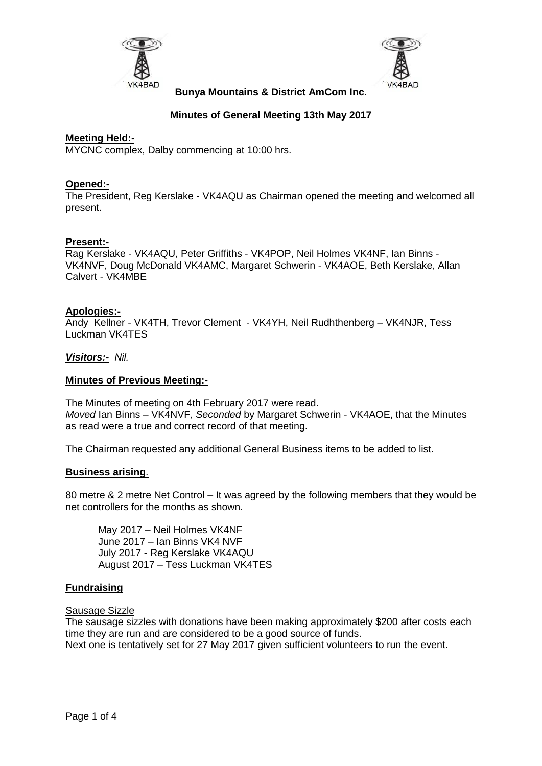**Bunya Mountains & District AmCom Inc.**

**Minutes of General Meeting 13th May 2017**

**Meeting Held:-**

MYCNC complex, Dalby commencing at 10:00 hrs.

**Opened:-**

The President, Reg Kerslake - VK4AQU as Chairman opened the meeting and welcomed all present.

**Present:-**

Rag Kerslake - VK4AQU, Peter Griffiths - VK4POP, Neil Holmes VK4NF, Ian Binns - VK4NVF, Doug McDonald VK4AMC, Margaret Schwerin - VK4AOE, Beth Kerslake, Allan Calvert - VK4MBE

**Apologies:-**

Andy Kellner - VK4TH, Trevor Clement - VK4YH, Neil Rudhthenberg – VK4NJR, Tess Luckman VK4TES

***Visitors:-*** *Nil.*

**Minutes of Previous Meeting:-**

The Minutes of meeting on 4th February 2017 were read.
*Moved* Ian Binns – VK4NVF, *Seconded* by Margaret Schwerin - VK4AOE, that the Minutes as read were a true and correct record of that meeting.

The Chairman requested any additional General Business items to be added to list.

**Business arising**.

80 metre & 2 metre Net Control – It was agreed by the following members that they would be net controllers for the months as shown.

- May 2017 – Neil Holmes VK4NF
- June 2017 – Ian Binns VK4 NVF
- July 2017 - Reg Kerslake VK4AQU
- August 2017 – Tess Luckman VK4TES

**Fundraising**

Sausage Sizzle

The sausage sizzles with donations have been making approximately $200 after costs each time they are run and are considered to be a good source of funds.
Next one is tentatively set for 27 May 2017 given sufficient volunteers to run the event.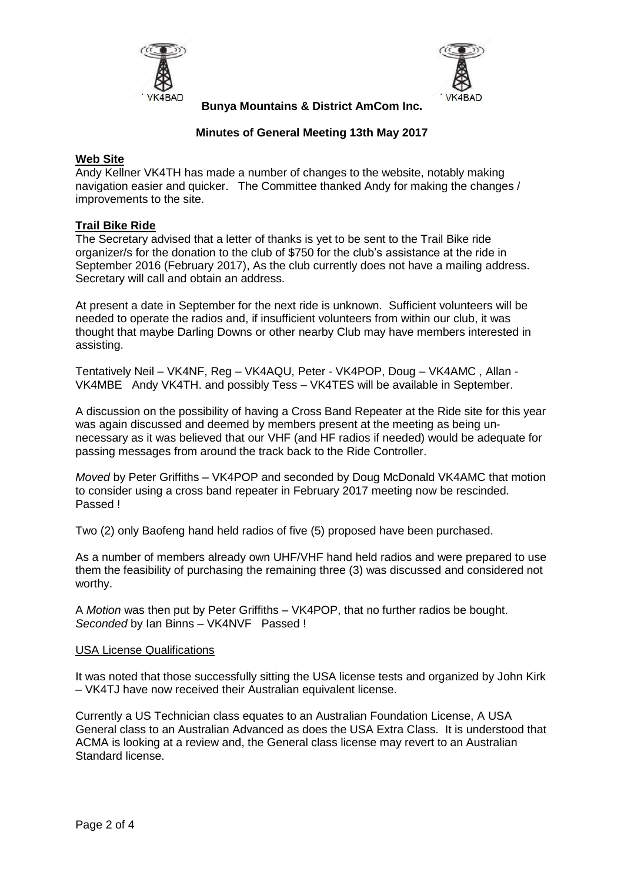**Bunya Mountains & District AmCom Inc.**

**Minutes of General Meeting 13th May 2017**

**Web Site**

Andy Kellner VK4TH has made a number of changes to the website, notably making navigation easier and quicker. The Committee thanked Andy for making the changes / improvements to the site.

**Trail Bike Ride**

The Secretary advised that a letter of thanks is yet to be sent to the Trail Bike ride organizer/s for the donation to the club of $750 for the club's assistance at the ride in September 2016 (February 2017), As the club currently does not have a mailing address. Secretary will call and obtain an address.

At present a date in September for the next ride is unknown. Sufficient volunteers will be needed to operate the radios and, if insufficient volunteers from within our club, it was thought that maybe Darling Downs or other nearby Club may have members interested in assisting.

Tentatively Neil – VK4NF, Reg – VK4AQU, Peter - VK4POP, Doug – VK4AMC , Allan - VK4MBE Andy VK4TH. and possibly Tess – VK4TES will be available in September.

A discussion on the possibility of having a Cross Band Repeater at the Ride site for this year was again discussed and deemed by members present at the meeting as being un-necessary as it was believed that our VHF (and HF radios if needed) would be adequate for passing messages from around the track back to the Ride Controller.

*Moved* by Peter Griffiths – VK4POP and seconded by Doug McDonald VK4AMC that motion to consider using a cross band repeater in February 2017 meeting now be rescinded. Passed !

Two (2) only Baofeng hand held radios of five (5) proposed have been purchased.

As a number of members already own UHF/VHF hand held radios and were prepared to use them the feasibility of purchasing the remaining three (3) was discussed and considered not worthy.

A *Motion* was then put by Peter Griffiths – VK4POP, that no further radios be bought. *Seconded* by Ian Binns – VK4NVF Passed !

USA License Qualifications

It was noted that those successfully sitting the USA license tests and organized by John Kirk – VK4TJ have now received their Australian equivalent license.

Currently a US Technician class equates to an Australian Foundation License, A USA General class to an Australian Advanced as does the USA Extra Class. It is understood that ACMA is looking at a review and, the General class license may revert to an Australian Standard license.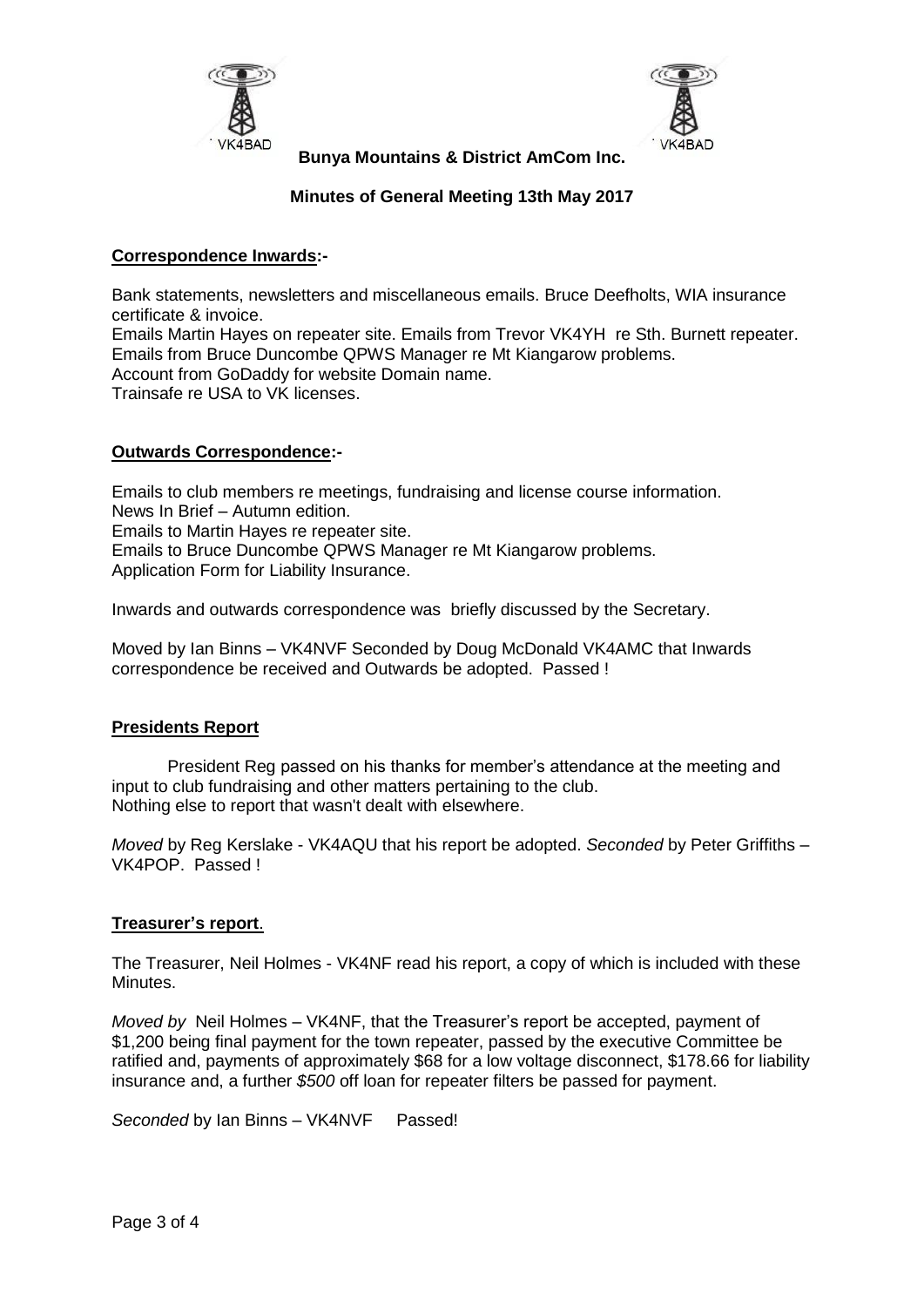**Bunya Mountains & District AmCom Inc.**

**Minutes of General Meeting 13th May 2017**

## Correspondence Inwards:-

Bank statements, newsletters and miscellaneous emails. Bruce Deefholts, WIA insurance certificate & invoice.
Emails Martin Hayes on repeater site. Emails from Trevor VK4YH re Sth. Burnett repeater.
Emails from Bruce Duncombe QPWS Manager re Mt Kiangarow problems.
Account from GoDaddy for website Domain name.
Trainsafe re USA to VK licenses.

## Outwards Correspondence:-

Emails to club members re meetings, fundraising and license course information.
News In Brief – Autumn edition.
Emails to Martin Hayes re repeater site.
Emails to Bruce Duncombe QPWS Manager re Mt Kiangarow problems.
Application Form for Liability Insurance.

Inwards and outwards correspondence was briefly discussed by the Secretary.

Moved by Ian Binns – VK4NVF Seconded by Doug McDonald VK4AMC that Inwards correspondence be received and Outwards be adopted. Passed !

## Presidents Report

President Reg passed on his thanks for member's attendance at the meeting and input to club fundraising and other matters pertaining to the club.
Nothing else to report that wasn't dealt with elsewhere.

*Moved* by Reg Kerslake - VK4AQU that his report be adopted. *Seconded* by Peter Griffiths – VK4POP. Passed !

## Treasurer's report.

The Treasurer, Neil Holmes - VK4NF read his report, a copy of which is included with these Minutes.

*Moved by* Neil Holmes – VK4NF, that the Treasurer's report be accepted, payment of $1,200 being final payment for the town repeater, passed by the executive Committee be ratified and, payments of approximately $68 for a low voltage disconnect, $178.66 for liability insurance and, a further *$500* off loan for repeater filters be passed for payment.

*Seconded* by Ian Binns – VK4NVF Passed!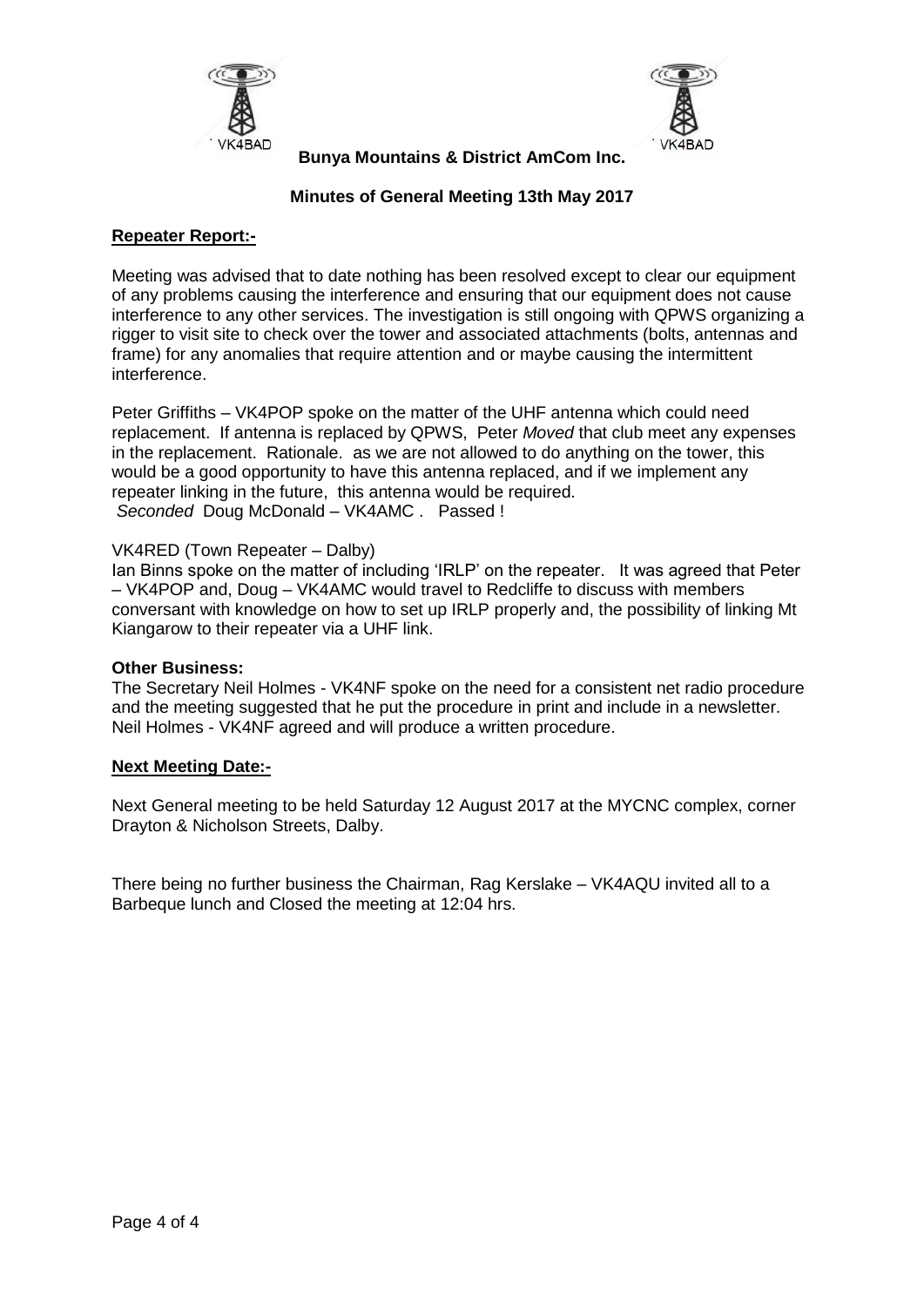**Bunya Mountains & District AmCom Inc.**

**Minutes of General Meeting 13th May 2017**

**Repeater Report:-**

Meeting was advised that to date nothing has been resolved except to clear our equipment of any problems causing the interference and ensuring that our equipment does not cause interference to any other services. The investigation is still ongoing with QPWS organizing a rigger to visit site to check over the tower and associated attachments (bolts, antennas and frame) for any anomalies that require attention and or maybe causing the intermittent interference.

Peter Griffiths – VK4POP spoke on the matter of the UHF antenna which could need replacement. If antenna is replaced by QPWS, Peter *Moved* that club meet any expenses in the replacement. Rationale. as we are not allowed to do anything on the tower, this would be a good opportunity to have this antenna replaced, and if we implement any repeater linking in the future, this antenna would be required.
*Seconded* Doug McDonald – VK4AMC . Passed !

VK4RED (Town Repeater – Dalby)
Ian Binns spoke on the matter of including 'IRLP' on the repeater. It was agreed that Peter – VK4POP and, Doug – VK4AMC would travel to Redcliffe to discuss with members conversant with knowledge on how to set up IRLP properly and, the possibility of linking Mt Kiangarow to their repeater via a UHF link.

**Other Business:**
The Secretary Neil Holmes - VK4NF spoke on the need for a consistent net radio procedure and the meeting suggested that he put the procedure in print and include in a newsletter. Neil Holmes - VK4NF agreed and will produce a written procedure.

**Next Meeting Date:-**

Next General meeting to be held Saturday 12 August 2017 at the MYCNC complex, corner Drayton & Nicholson Streets, Dalby.

There being no further business the Chairman, Rag Kerslake – VK4AQU invited all to a Barbeque lunch and Closed the meeting at 12:04 hrs.